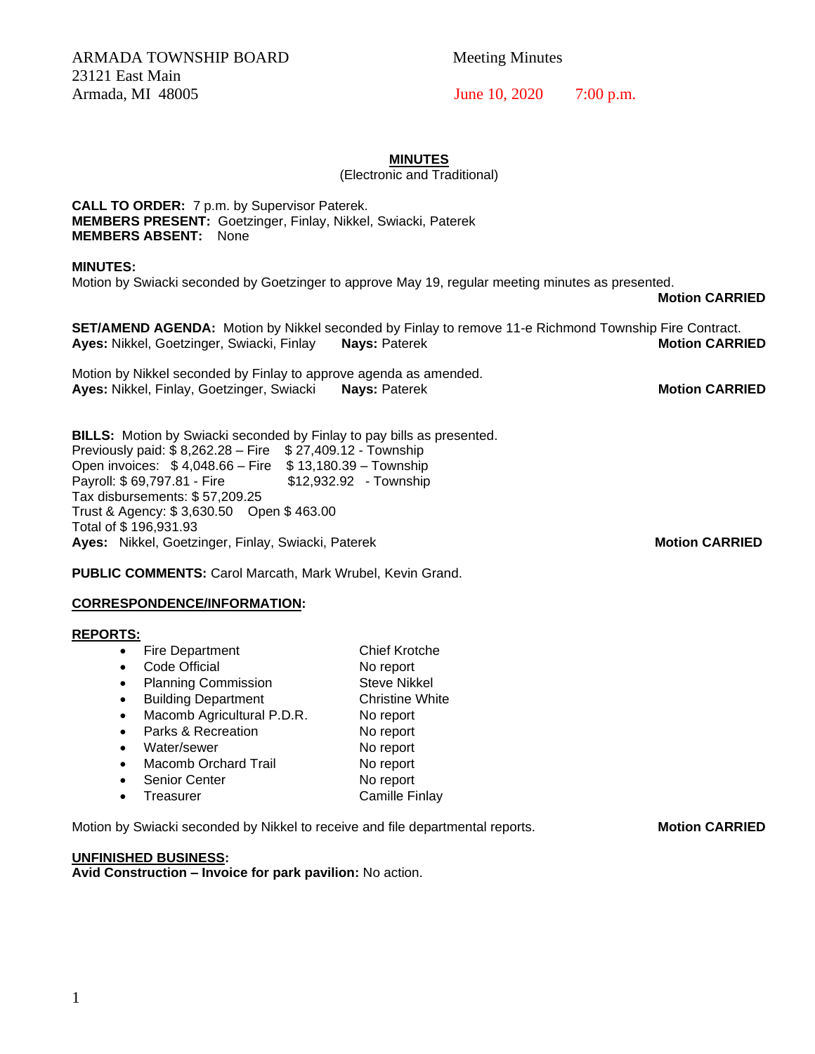ARMADA TOWNSHIP BOARD
23121 East Main
Armada, MI 48005

Meeting Minutes

June 10, 2020 7:00 p.m.

## MINUTES
(Electronic and Traditional)

**CALL TO ORDER:** 7 p.m. by Supervisor Paterek.
**MEMBERS PRESENT:** Goetzinger, Finlay, Nikkel, Swiacki, Paterek
**MEMBERS ABSENT:** None

**MINUTES:**
Motion by Swiacki seconded by Goetzinger to approve May 19, regular meeting minutes as presented.
**Motion CARRIED**

**SET/AMEND AGENDA:** Motion by Nikkel seconded by Finlay to remove 11-e Richmond Township Fire Contract.
**Ayes:** Nikkel, Goetzinger, Swiacki, Finlay **Nays:** Paterek **Motion CARRIED**

Motion by Nikkel seconded by Finlay to approve agenda as amended.
**Ayes:** Nikkel, Finlay, Goetzinger, Swiacki **Nays:** Paterek **Motion CARRIED**

**BILLS:** Motion by Swiacki seconded by Finlay to pay bills as presented.
Previously paid: $ 8,262.28 – Fire $ 27,409.12 - Township
Open invoices: $ 4,048.66 – Fire $ 13,180.39 – Township
Payroll: $ 69,797.81 - Fire $12,932.92 - Township
Tax disbursements: $ 57,209.25
Trust & Agency: $ 3,630.50 Open $ 463.00
Total of $ 196,931.93
**Ayes:** Nikkel, Goetzinger, Finlay, Swiacki, Paterek **Motion CARRIED**

**PUBLIC COMMENTS:** Carol Marcath, Mark Wrubel, Kevin Grand.

**CORRESPONDENCE/INFORMATION:**

**REPORTS:**
- Fire Department — Chief Krotche
- Code Official — No report
- Planning Commission — Steve Nikkel
- Building Department — Christine White
- Macomb Agricultural P.D.R. — No report
- Parks & Recreation — No report
- Water/sewer — No report
- Macomb Orchard Trail — No report
- Senior Center — No report
- Treasurer — Camille Finlay

Motion by Swiacki seconded by Nikkel to receive and file departmental reports. **Motion CARRIED**

**UNFINISHED BUSINESS:**
**Avid Construction – Invoice for park pavilion:** No action.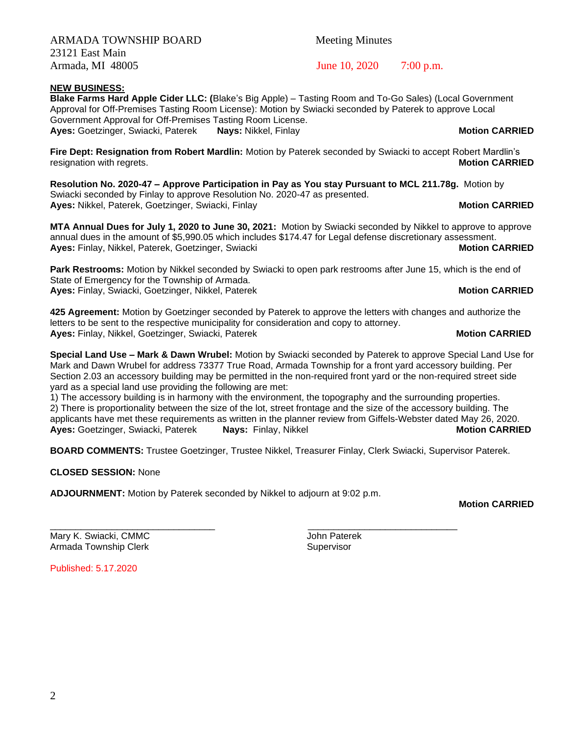ARMADA TOWNSHIP BOARD
23121 East Main
Armada, MI 48005

Meeting Minutes

June 10, 2020 7:00 p.m.

**NEW BUSINESS:**

**Blake Farms Hard Apple Cider LLC: (**Blake's Big Apple) – Tasting Room and To-Go Sales) (Local Government Approval for Off-Premises Tasting Room License): Motion by Swiacki seconded by Paterek to approve Local Government Approval for Off-Premises Tasting Room License.
**Ayes:** Goetzinger, Swiacki, Paterek **Nays:** Nikkel, Finlay **Motion CARRIED**

**Fire Dept: Resignation from Robert Mardlin:** Motion by Paterek seconded by Swiacki to accept Robert Mardlin's resignation with regrets. **Motion CARRIED**

**Resolution No. 2020-47 – Approve Participation in Pay as You stay Pursuant to MCL 211.78g.** Motion by Swiacki seconded by Finlay to approve Resolution No. 2020-47 as presented.
**Ayes:** Nikkel, Paterek, Goetzinger, Swiacki, Finlay **Motion CARRIED**

**MTA Annual Dues for July 1, 2020 to June 30, 2021:** Motion by Swiacki seconded by Nikkel to approve to approve annual dues in the amount of $5,990.05 which includes $174.47 for Legal defense discretionary assessment.
**Ayes:** Finlay, Nikkel, Paterek, Goetzinger, Swiacki **Motion CARRIED**

**Park Restrooms:** Motion by Nikkel seconded by Swiacki to open park restrooms after June 15, which is the end of State of Emergency for the Township of Armada.
**Ayes:** Finlay, Swiacki, Goetzinger, Nikkel, Paterek **Motion CARRIED**

**425 Agreement:** Motion by Goetzinger seconded by Paterek to approve the letters with changes and authorize the letters to be sent to the respective municipality for consideration and copy to attorney.
**Ayes:** Finlay, Nikkel, Goetzinger, Swiacki, Paterek **Motion CARRIED**

**Special Land Use – Mark & Dawn Wrubel:** Motion by Swiacki seconded by Paterek to approve Special Land Use for Mark and Dawn Wrubel for address 73377 True Road, Armada Township for a front yard accessory building. Per Section 2.03 an accessory building may be permitted in the non-required front yard or the non-required street side yard as a special land use providing the following are met:
1) The accessory building is in harmony with the environment, the topography and the surrounding properties.
2) There is proportionality between the size of the lot, street frontage and the size of the accessory building. The applicants have met these requirements as written in the planner review from Giffels-Webster dated May 26, 2020.
**Ayes:** Goetzinger, Swiacki, Paterek **Nays:** Finlay, Nikkel **Motion CARRIED**

**BOARD COMMENTS:** Trustee Goetzinger, Trustee Nikkel, Treasurer Finlay, Clerk Swiacki, Supervisor Paterek.

**CLOSED SESSION:** None

**ADJOURNMENT:** Motion by Paterek seconded by Nikkel to adjourn at 9:02 p.m.
**Motion CARRIED**

\_\_\_\_\_\_\_\_\_\_\_\_\_\_\_\_\_\_\_\_\_\_\_\_\_\_\_\_\_\_\_\_
Mary K. Swiacki, CMMC
Armada Township Clerk

\_\_\_\_\_\_\_\_\_\_\_\_\_\_\_\_\_\_\_\_\_\_\_\_\_\_\_\_\_\_\_\_
John Paterek
Supervisor

Published: 5.17.2020